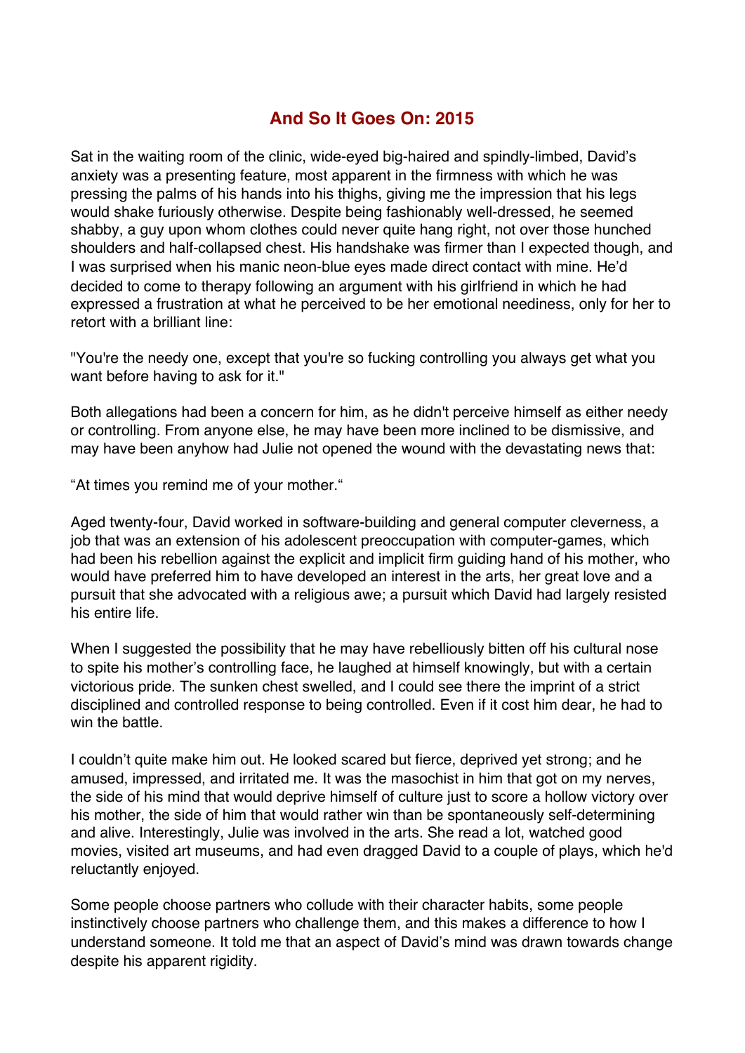# And So It Goes On: 2015

Sat in the waiting room of the clinic, wide-eyed big-haired and spindly-limbed, David's anxiety was a presenting feature, most apparent in the firmness with which he was pressing the palms of his hands into his thighs, giving me the impression that his legs would shake furiously otherwise. Despite being fashionably well-dressed, he seemed shabby, a guy upon whom clothes could never quite hang right, not over those hunched shoulders and half-collapsed chest. His handshake was firmer than I expected though, and I was surprised when his manic neon-blue eyes made direct contact with mine. He'd decided to come to therapy following an argument with his girlfriend in which he had expressed a frustration at what he perceived to be her emotional neediness, only for her to retort with a brilliant line:

"You're the needy one, except that you're so fucking controlling you always get what you want before having to ask for it."

Both allegations had been a concern for him, as he didn't perceive himself as either needy or controlling. From anyone else, he may have been more inclined to be dismissive, and may have been anyhow had Julie not opened the wound with the devastating news that:

"At times you remind me of your mother."

Aged twenty-four, David worked in software-building and general computer cleverness, a job that was an extension of his adolescent preoccupation with computer-games, which had been his rebellion against the explicit and implicit firm guiding hand of his mother, who would have preferred him to have developed an interest in the arts, her great love and a pursuit that she advocated with a religious awe; a pursuit which David had largely resisted his entire life.

When I suggested the possibility that he may have rebelliously bitten off his cultural nose to spite his mother's controlling face, he laughed at himself knowingly, but with a certain victorious pride. The sunken chest swelled, and I could see there the imprint of a strict disciplined and controlled response to being controlled. Even if it cost him dear, he had to win the battle.

I couldn't quite make him out. He looked scared but fierce, deprived yet strong; and he amused, impressed, and irritated me. It was the masochist in him that got on my nerves, the side of his mind that would deprive himself of culture just to score a hollow victory over his mother, the side of him that would rather win than be spontaneously self-determining and alive. Interestingly, Julie was involved in the arts. She read a lot, watched good movies, visited art museums, and had even dragged David to a couple of plays, which he'd reluctantly enjoyed.

Some people choose partners who collude with their character habits, some people instinctively choose partners who challenge them, and this makes a difference to how I understand someone. It told me that an aspect of David's mind was drawn towards change despite his apparent rigidity.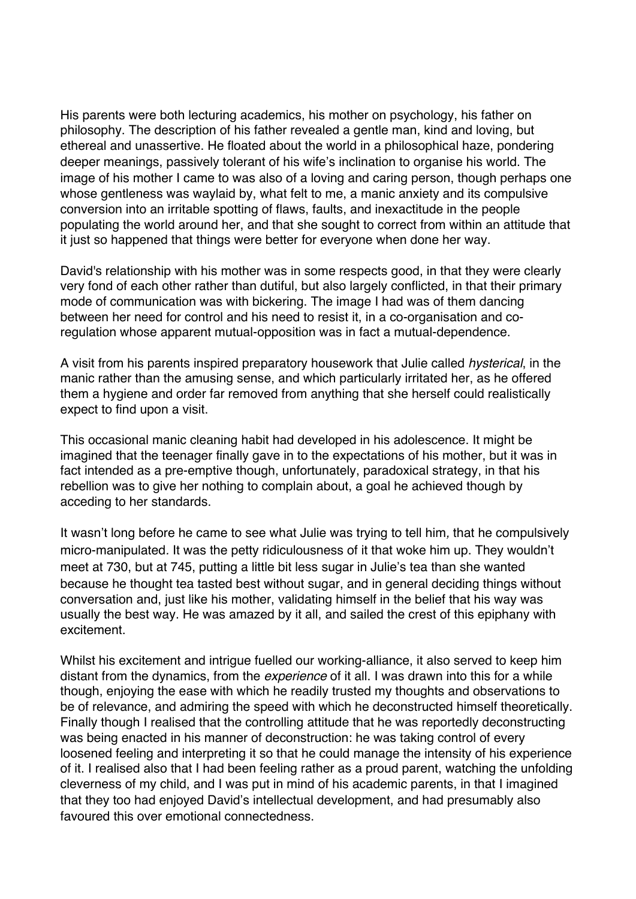His parents were both lecturing academics, his mother on psychology, his father on philosophy. The description of his father revealed a gentle man, kind and loving, but ethereal and unassertive. He floated about the world in a philosophical haze, pondering deeper meanings, passively tolerant of his wife's inclination to organise his world. The image of his mother I came to was also of a loving and caring person, though perhaps one whose gentleness was waylaid by, what felt to me, a manic anxiety and its compulsive conversion into an irritable spotting of flaws, faults, and inexactitude in the people populating the world around her, and that she sought to correct from within an attitude that it just so happened that things were better for everyone when done her way.

David's relationship with his mother was in some respects good, in that they were clearly very fond of each other rather than dutiful, but also largely conflicted, in that their primary mode of communication was with bickering. The image I had was of them dancing between her need for control and his need to resist it, in a co-organisation and co-regulation whose apparent mutual-opposition was in fact a mutual-dependence.

A visit from his parents inspired preparatory housework that Julie called *hysterical*, in the manic rather than the amusing sense, and which particularly irritated her, as he offered them a hygiene and order far removed from anything that she herself could realistically expect to find upon a visit.

This occasional manic cleaning habit had developed in his adolescence. It might be imagined that the teenager finally gave in to the expectations of his mother, but it was in fact intended as a pre-emptive though, unfortunately, paradoxical strategy, in that his rebellion was to give her nothing to complain about, a goal he achieved though by acceding to her standards.

It wasn't long before he came to see what Julie was trying to tell him, that he compulsively micro-manipulated. It was the petty ridiculousness of it that woke him up. They wouldn't meet at 730, but at 745, putting a little bit less sugar in Julie's tea than she wanted because he thought tea tasted best without sugar, and in general deciding things without conversation and, just like his mother, validating himself in the belief that his way was usually the best way. He was amazed by it all, and sailed the crest of this epiphany with excitement.

Whilst his excitement and intrigue fuelled our working-alliance, it also served to keep him distant from the dynamics, from the *experience* of it all. I was drawn into this for a while though, enjoying the ease with which he readily trusted my thoughts and observations to be of relevance, and admiring the speed with which he deconstructed himself theoretically. Finally though I realised that the controlling attitude that he was reportedly deconstructing was being enacted in his manner of deconstruction: he was taking control of every loosened feeling and interpreting it so that he could manage the intensity of his experience of it. I realised also that I had been feeling rather as a proud parent, watching the unfolding cleverness of my child, and I was put in mind of his academic parents, in that I imagined that they too had enjoyed David's intellectual development, and had presumably also favoured this over emotional connectedness.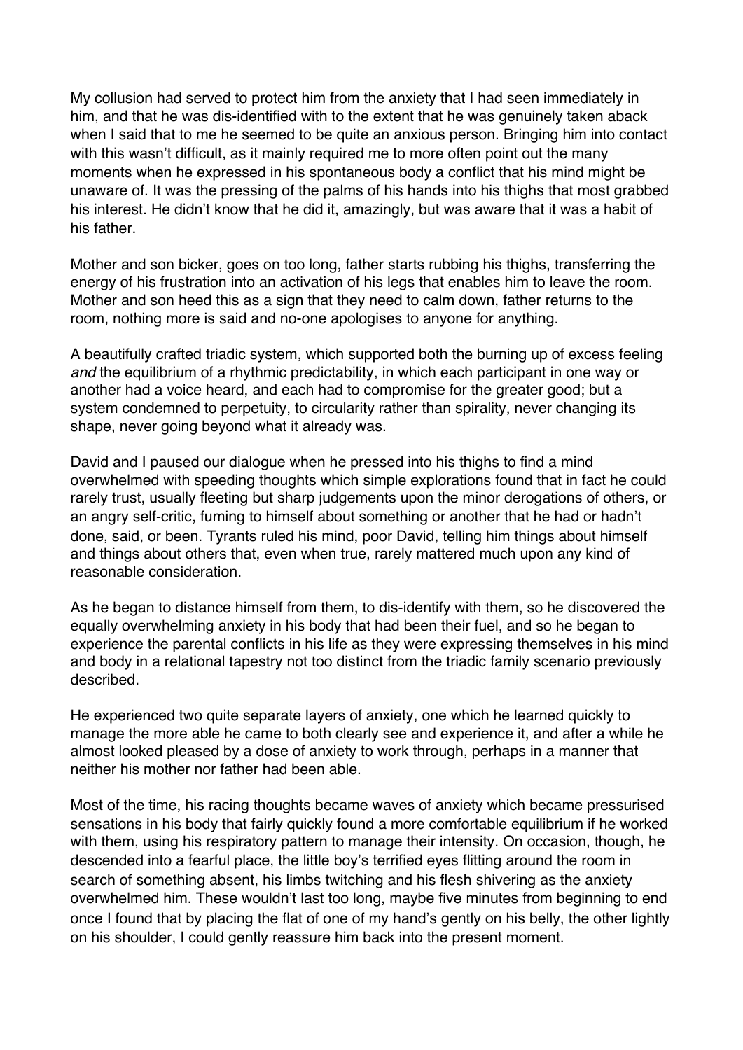My collusion had served to protect him from the anxiety that I had seen immediately in him, and that he was dis-identified with to the extent that he was genuinely taken aback when I said that to me he seemed to be quite an anxious person. Bringing him into contact with this wasn't difficult, as it mainly required me to more often point out the many moments when he expressed in his spontaneous body a conflict that his mind might be unaware of. It was the pressing of the palms of his hands into his thighs that most grabbed his interest. He didn't know that he did it, amazingly, but was aware that it was a habit of his father.

Mother and son bicker, goes on too long, father starts rubbing his thighs, transferring the energy of his frustration into an activation of his legs that enables him to leave the room. Mother and son heed this as a sign that they need to calm down, father returns to the room, nothing more is said and no-one apologises to anyone for anything.

A beautifully crafted triadic system, which supported both the burning up of excess feeling *and* the equilibrium of a rhythmic predictability, in which each participant in one way or another had a voice heard, and each had to compromise for the greater good; but a system condemned to perpetuity, to circularity rather than spirality, never changing its shape, never going beyond what it already was.

David and I paused our dialogue when he pressed into his thighs to find a mind overwhelmed with speeding thoughts which simple explorations found that in fact he could rarely trust, usually fleeting but sharp judgements upon the minor derogations of others, or an angry self-critic, fuming to himself about something or another that he had or hadn't done, said, or been. Tyrants ruled his mind, poor David, telling him things about himself and things about others that, even when true, rarely mattered much upon any kind of reasonable consideration.

As he began to distance himself from them, to dis-identify with them, so he discovered the equally overwhelming anxiety in his body that had been their fuel, and so he began to experience the parental conflicts in his life as they were expressing themselves in his mind and body in a relational tapestry not too distinct from the triadic family scenario previously described.

He experienced two quite separate layers of anxiety, one which he learned quickly to manage the more able he came to both clearly see and experience it, and after a while he almost looked pleased by a dose of anxiety to work through, perhaps in a manner that neither his mother nor father had been able.

Most of the time, his racing thoughts became waves of anxiety which became pressurised sensations in his body that fairly quickly found a more comfortable equilibrium if he worked with them, using his respiratory pattern to manage their intensity. On occasion, though, he descended into a fearful place, the little boy's terrified eyes flitting around the room in search of something absent, his limbs twitching and his flesh shivering as the anxiety overwhelmed him. These wouldn't last too long, maybe five minutes from beginning to end once I found that by placing the flat of one of my hand's gently on his belly, the other lightly on his shoulder, I could gently reassure him back into the present moment.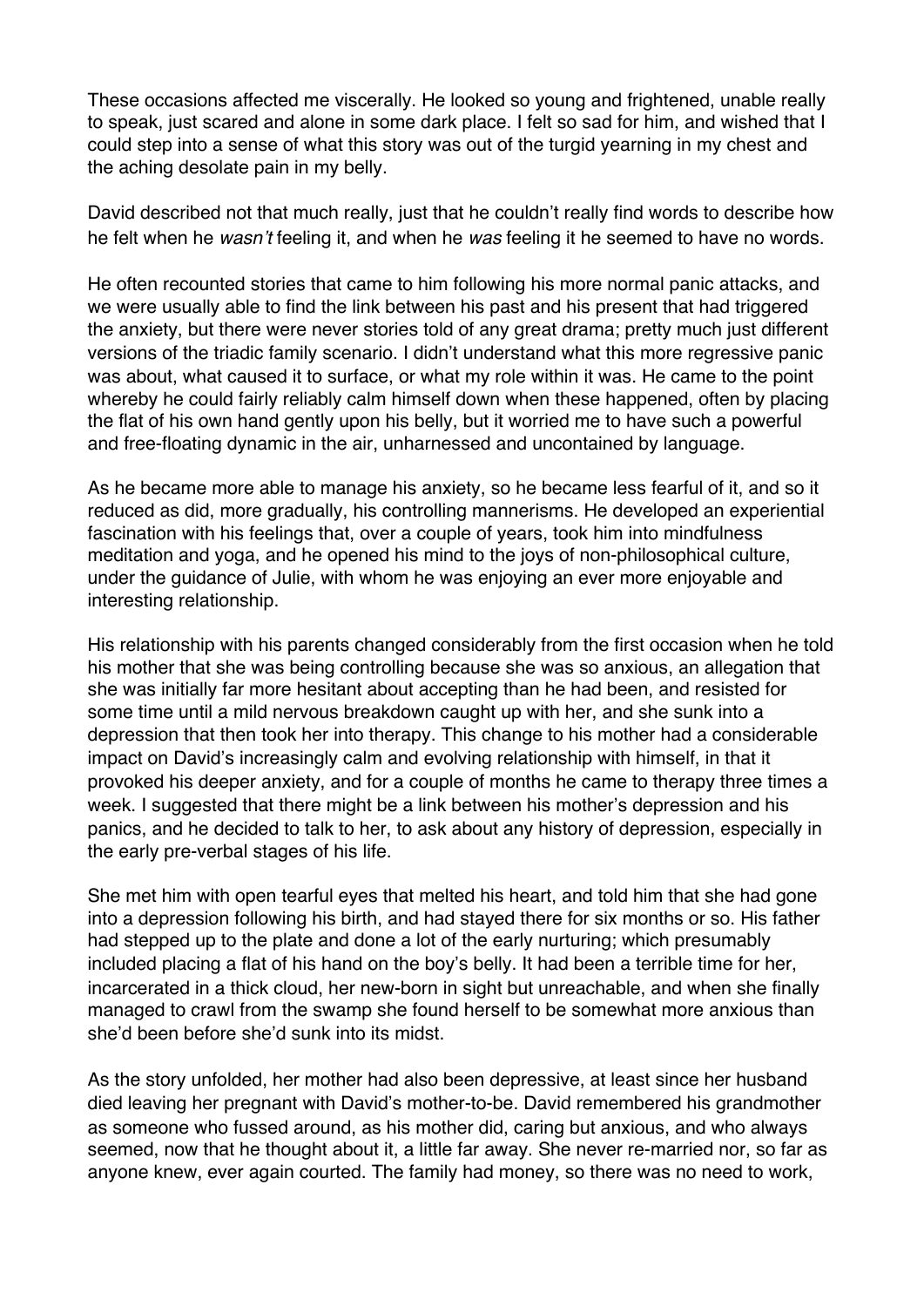These occasions affected me viscerally. He looked so young and frightened, unable really to speak, just scared and alone in some dark place. I felt so sad for him, and wished that I could step into a sense of what this story was out of the turgid yearning in my chest and the aching desolate pain in my belly.

David described not that much really, just that he couldn't really find words to describe how he felt when he *wasn't* feeling it, and when he *was* feeling it he seemed to have no words.

He often recounted stories that came to him following his more normal panic attacks, and we were usually able to find the link between his past and his present that had triggered the anxiety, but there were never stories told of any great drama; pretty much just different versions of the triadic family scenario. I didn't understand what this more regressive panic was about, what caused it to surface, or what my role within it was. He came to the point whereby he could fairly reliably calm himself down when these happened, often by placing the flat of his own hand gently upon his belly, but it worried me to have such a powerful and free-floating dynamic in the air, unharnessed and uncontained by language.

As he became more able to manage his anxiety, so he became less fearful of it, and so it reduced as did, more gradually, his controlling mannerisms. He developed an experiential fascination with his feelings that, over a couple of years, took him into mindfulness meditation and yoga, and he opened his mind to the joys of non-philosophical culture, under the guidance of Julie, with whom he was enjoying an ever more enjoyable and interesting relationship.

His relationship with his parents changed considerably from the first occasion when he told his mother that she was being controlling because she was so anxious, an allegation that she was initially far more hesitant about accepting than he had been, and resisted for some time until a mild nervous breakdown caught up with her, and she sunk into a depression that then took her into therapy. This change to his mother had a considerable impact on David's increasingly calm and evolving relationship with himself, in that it provoked his deeper anxiety, and for a couple of months he came to therapy three times a week. I suggested that there might be a link between his mother's depression and his panics, and he decided to talk to her, to ask about any history of depression, especially in the early pre-verbal stages of his life.

She met him with open tearful eyes that melted his heart, and told him that she had gone into a depression following his birth, and had stayed there for six months or so. His father had stepped up to the plate and done a lot of the early nurturing; which presumably included placing a flat of his hand on the boy's belly. It had been a terrible time for her, incarcerated in a thick cloud, her new-born in sight but unreachable, and when she finally managed to crawl from the swamp she found herself to be somewhat more anxious than she'd been before she'd sunk into its midst.

As the story unfolded, her mother had also been depressive, at least since her husband died leaving her pregnant with David's mother-to-be. David remembered his grandmother as someone who fussed around, as his mother did, caring but anxious, and who always seemed, now that he thought about it, a little far away. She never re-married nor, so far as anyone knew, ever again courted. The family had money, so there was no need to work,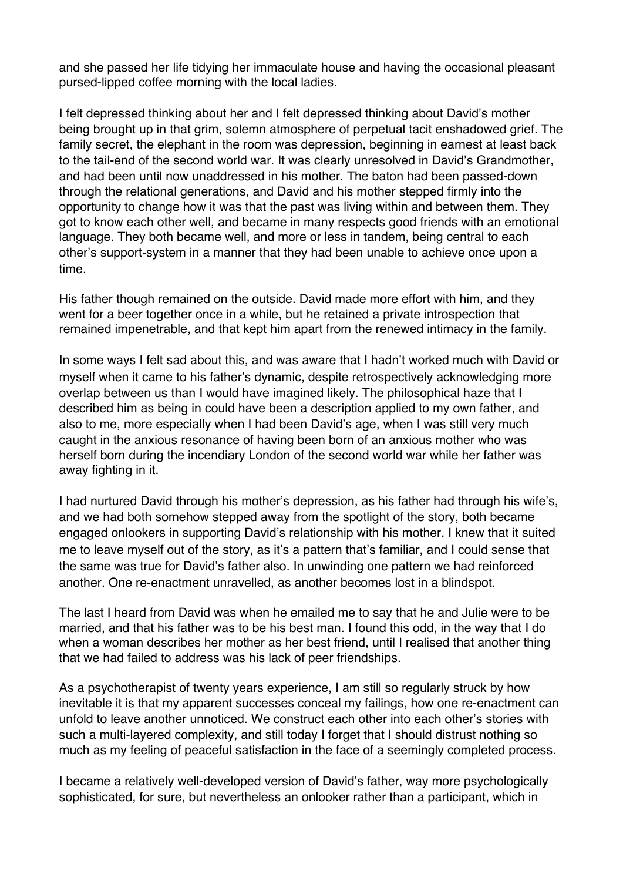and she passed her life tidying her immaculate house and having the occasional pleasant pursed-lipped coffee morning with the local ladies.

I felt depressed thinking about her and I felt depressed thinking about David's mother being brought up in that grim, solemn atmosphere of perpetual tacit enshadowed grief. The family secret, the elephant in the room was depression, beginning in earnest at least back to the tail-end of the second world war. It was clearly unresolved in David's Grandmother, and had been until now unaddressed in his mother. The baton had been passed-down through the relational generations, and David and his mother stepped firmly into the opportunity to change how it was that the past was living within and between them. They got to know each other well, and became in many respects good friends with an emotional language. They both became well, and more or less in tandem, being central to each other's support-system in a manner that they had been unable to achieve once upon a time.

His father though remained on the outside. David made more effort with him, and they went for a beer together once in a while, but he retained a private introspection that remained impenetrable, and that kept him apart from the renewed intimacy in the family.

In some ways I felt sad about this, and was aware that I hadn't worked much with David or myself when it came to his father's dynamic, despite retrospectively acknowledging more overlap between us than I would have imagined likely. The philosophical haze that I described him as being in could have been a description applied to my own father, and also to me, more especially when I had been David's age, when I was still very much caught in the anxious resonance of having been born of an anxious mother who was herself born during the incendiary London of the second world war while her father was away fighting in it.

I had nurtured David through his mother's depression, as his father had through his wife's, and we had both somehow stepped away from the spotlight of the story, both became engaged onlookers in supporting David's relationship with his mother. I knew that it suited me to leave myself out of the story, as it's a pattern that's familiar, and I could sense that the same was true for David's father also. In unwinding one pattern we had reinforced another. One re-enactment unravelled, as another becomes lost in a blindspot.

The last I heard from David was when he emailed me to say that he and Julie were to be married, and that his father was to be his best man. I found this odd, in the way that I do when a woman describes her mother as her best friend, until I realised that another thing that we had failed to address was his lack of peer friendships.

As a psychotherapist of twenty years experience, I am still so regularly struck by how inevitable it is that my apparent successes conceal my failings, how one re-enactment can unfold to leave another unnoticed. We construct each other into each other's stories with such a multi-layered complexity, and still today I forget that I should distrust nothing so much as my feeling of peaceful satisfaction in the face of a seemingly completed process.

I became a relatively well-developed version of David's father, way more psychologically sophisticated, for sure, but nevertheless an onlooker rather than a participant, which in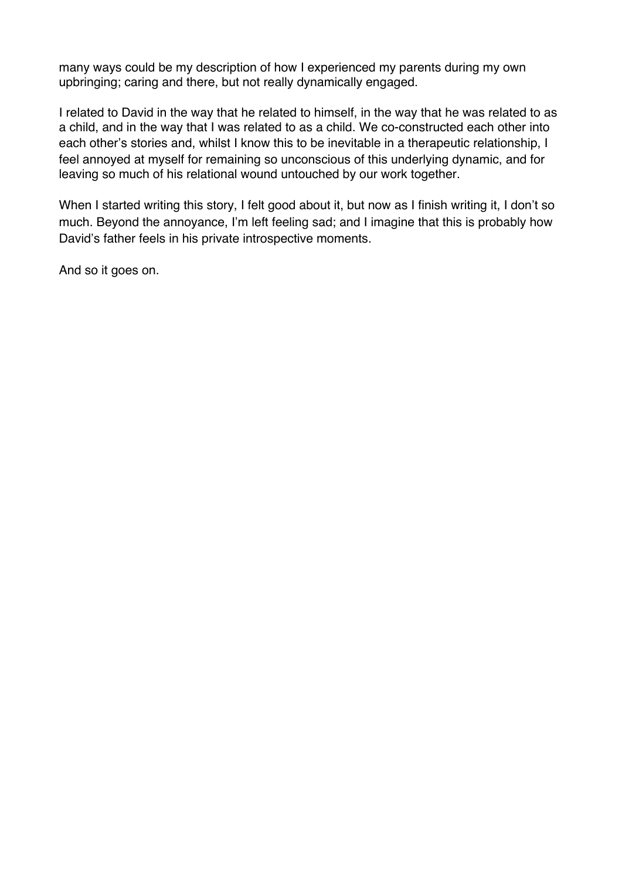many ways could be my description of how I experienced my parents during my own upbringing; caring and there, but not really dynamically engaged.

I related to David in the way that he related to himself, in the way that he was related to as a child, and in the way that I was related to as a child. We co-constructed each other into each other's stories and, whilst I know this to be inevitable in a therapeutic relationship, I feel annoyed at myself for remaining so unconscious of this underlying dynamic, and for leaving so much of his relational wound untouched by our work together.

When I started writing this story, I felt good about it, but now as I finish writing it, I don't so much. Beyond the annoyance, I'm left feeling sad; and I imagine that this is probably how David's father feels in his private introspective moments.

And so it goes on.